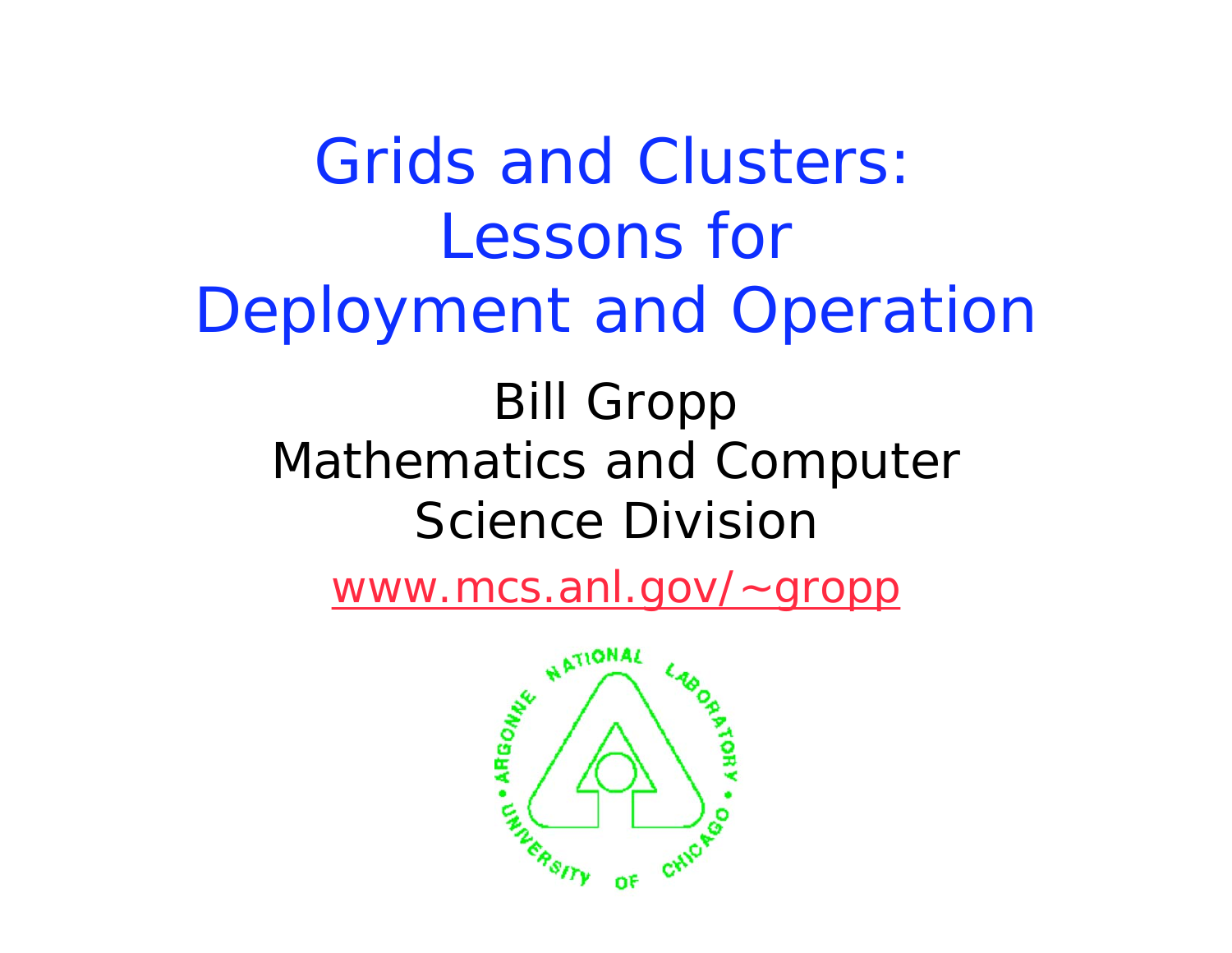# Grids and Clusters: Lessons for Deployment and Operation

Bill Gropp
Mathematics and Computer Science Division

www.mcs.anl.gov/~gropp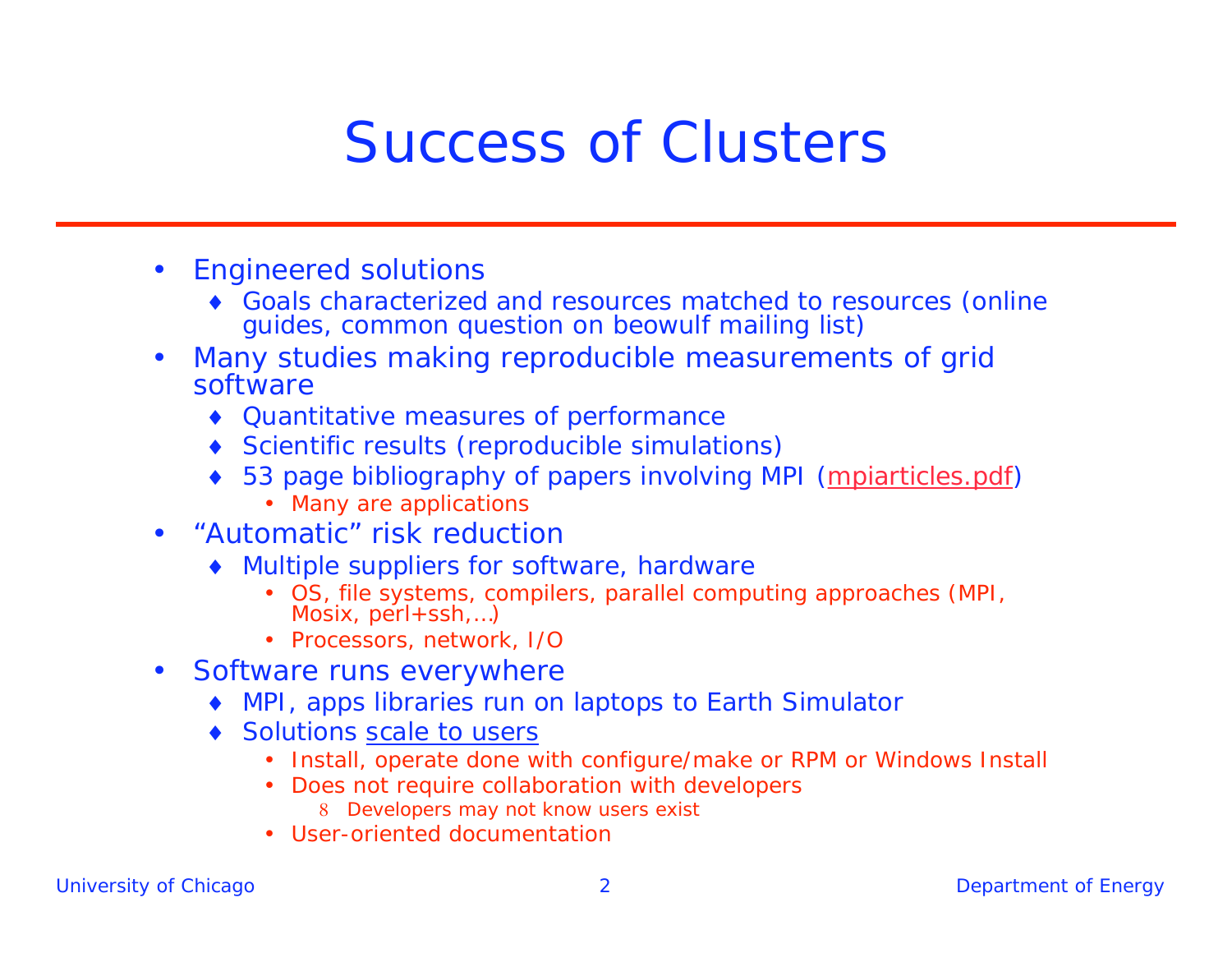# Success of Clusters

- Engineered solutions
  - Goals characterized and resources matched to resources (online guides, common question on beowulf mailing list)
- Many studies making reproducible measurements of grid software
  - Quantitative measures of performance
  - Scientific results (reproducible simulations)
  - 53 page bibliography of papers involving MPI (mpiarticles.pdf)
    - Many are applications
- “Automatic” risk reduction
  - Multiple suppliers for software, hardware
    - OS, file systems, compilers, parallel computing approaches (MPI, Mosix, perl+ssh,…)
    - Processors, network, I/O
- Software runs everywhere
  - MPI, apps libraries run on laptops to Earth Simulator
  - Solutions scale to users
    - Install, operate done with configure/make or RPM or Windows Install
    - Does not require collaboration with developers
      - Developers may not know users exist
    - User-oriented documentation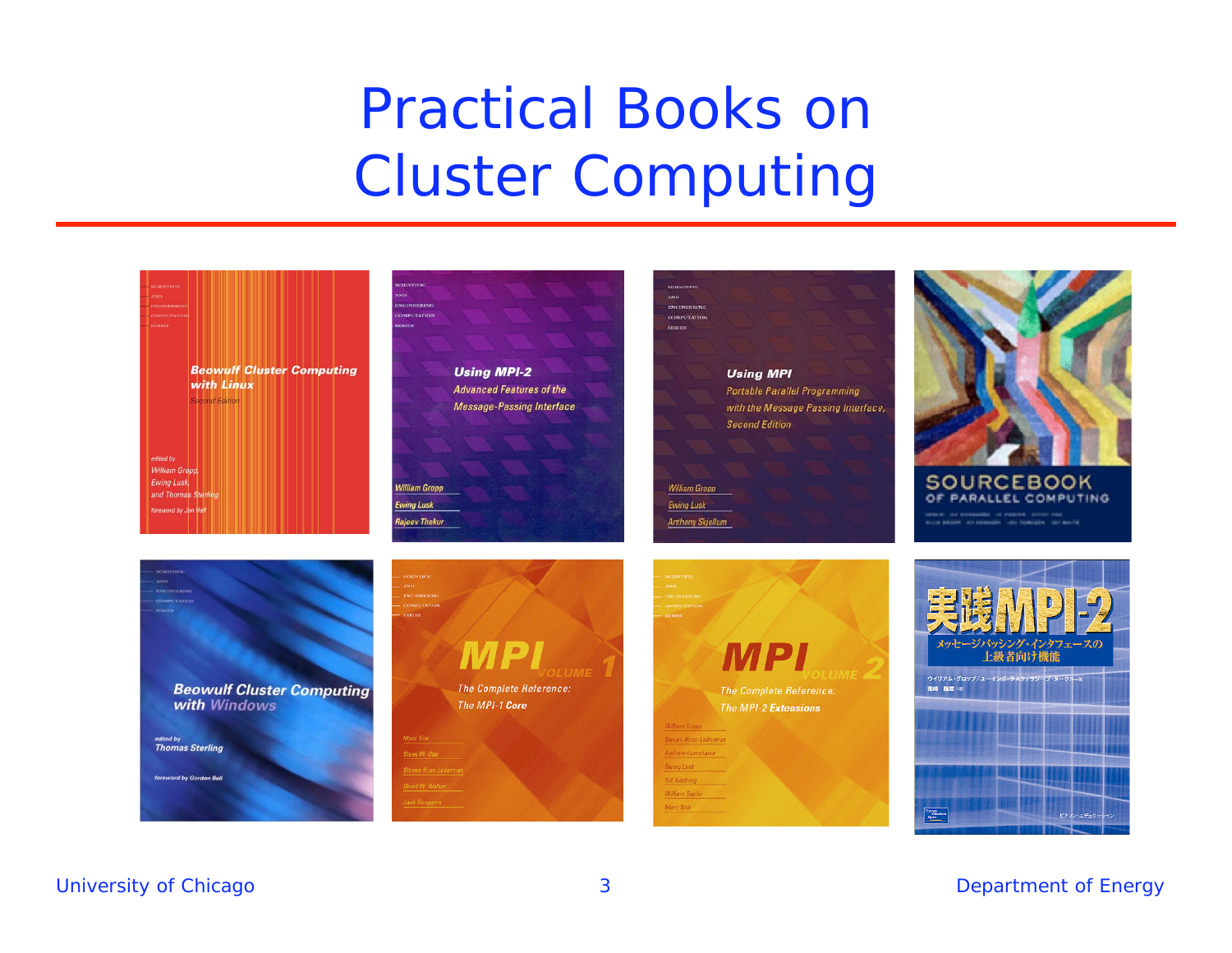# Practical Books on Cluster Computing

*Beowulf Cluster Computing with Linux*, Second Edition — edited by William Gropp, Ewing Lusk, and Thomas Sterling; foreword by Jon Hall

*Using MPI-2: Advanced Features of the Message-Passing Interface* — William Gropp, Ewing Lusk, Rajeev Thakur

*Using MPI: Portable Parallel Programming with the Message Passing Interface*, Second Edition — William Gropp, Ewing Lusk, Anthony Skjellum

*Sourcebook of Parallel Computing*

*Beowulf Cluster Computing with Windows* — edited by Thomas Sterling; foreword by Gordon Bell

*MPI Volume 1: The Complete Reference: The MPI-1 Core* — Marc Snir, Steve W. Otto, Steven Huss-Lederman, David W. Walker, Jack Dongarra

*MPI Volume 2: The Complete Reference: The MPI-2 Extensions* — William Gropp, Steven Huss-Lederman, Andrew Lumsdaine, Ewing Lusk, Bill Nitzberg, William Saphir, Marc Snir

*実践MPI-2 メッセージパッシング・インタフェースの上級者向け機能*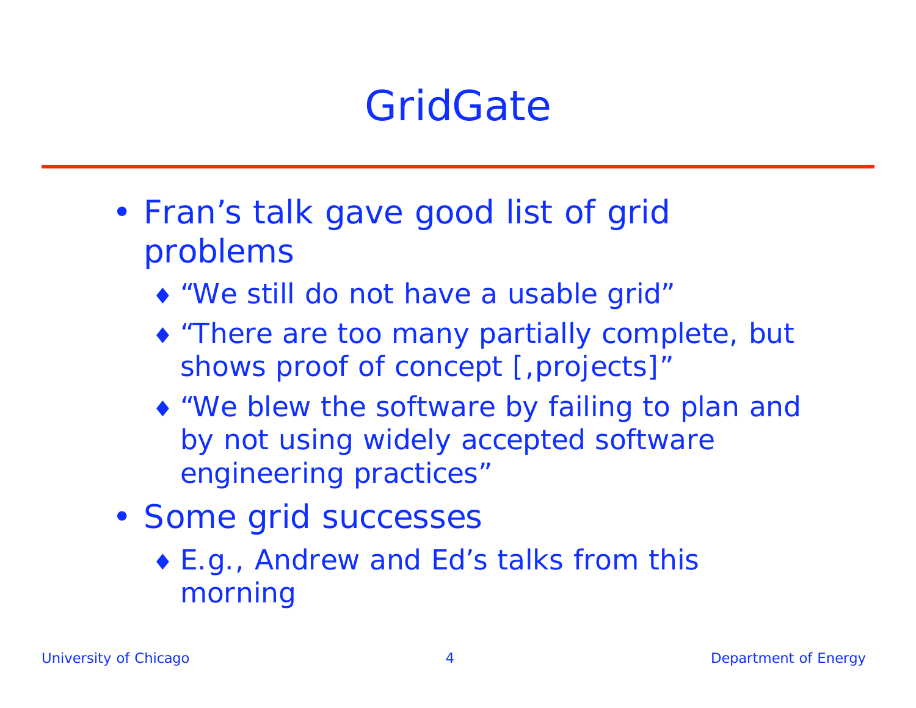# GridGate

- Fran's talk gave good list of grid problems
  - "We still do not have a usable grid"
  - "There are too many partially complete, but shows proof of concept [,projects]"
  - "We blew the software by failing to plan and by not using widely accepted software engineering practices"
- Some grid successes
  - E.g., Andrew and Ed's talks from this morning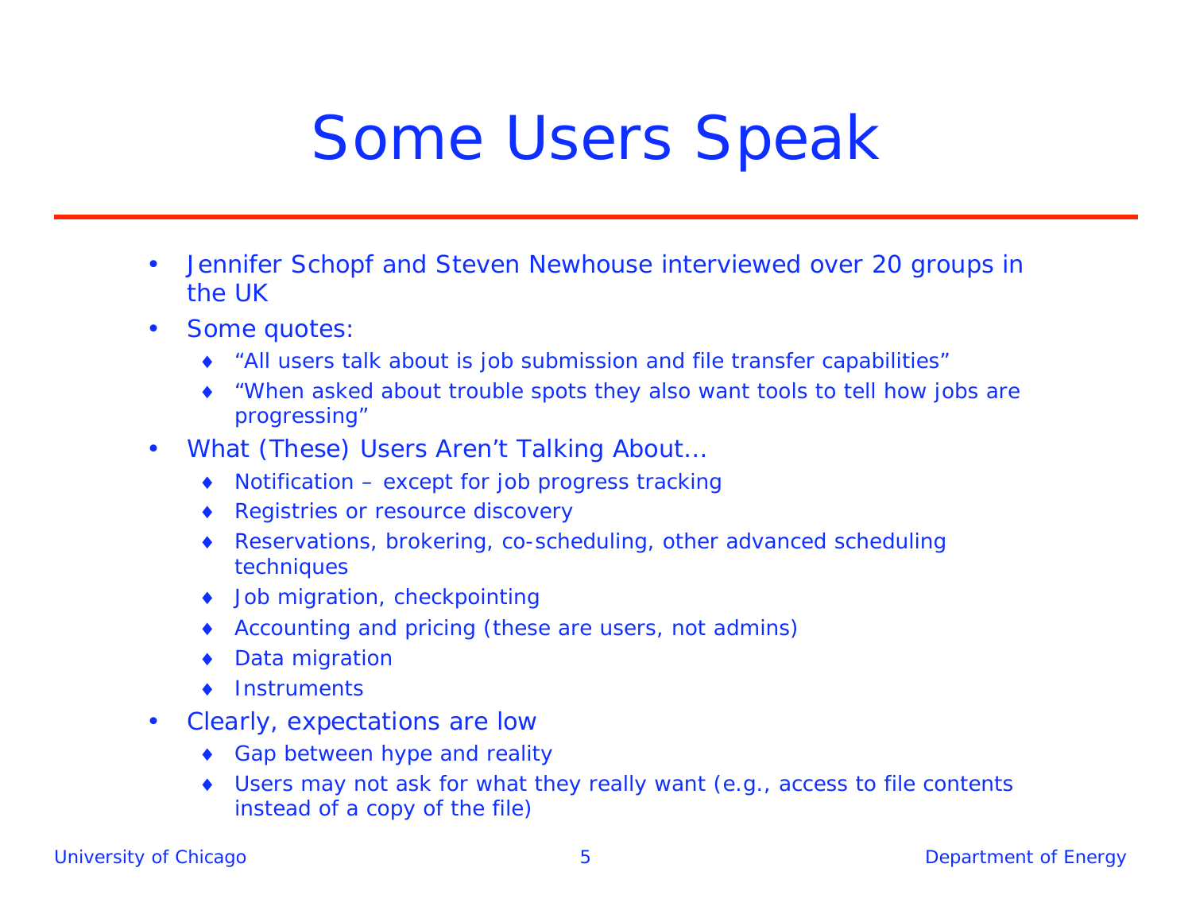# Some Users Speak

- Jennifer Schopf and Steven Newhouse interviewed over 20 groups in the UK
- Some quotes:
  - "All users talk about is job submission and file transfer capabilities"
  - "When asked about trouble spots they also want tools to tell how jobs are progressing"
- What (These) Users Aren't Talking About…
  - Notification – except for job progress tracking
  - Registries or resource discovery
  - Reservations, brokering, co-scheduling, other advanced scheduling techniques
  - Job migration, checkpointing
  - Accounting and pricing (these are users, not admins)
  - Data migration
  - Instruments
- Clearly, expectations are low
  - Gap between hype and reality
  - Users may not ask for what they really want (e.g., access to file contents instead of a copy of the file)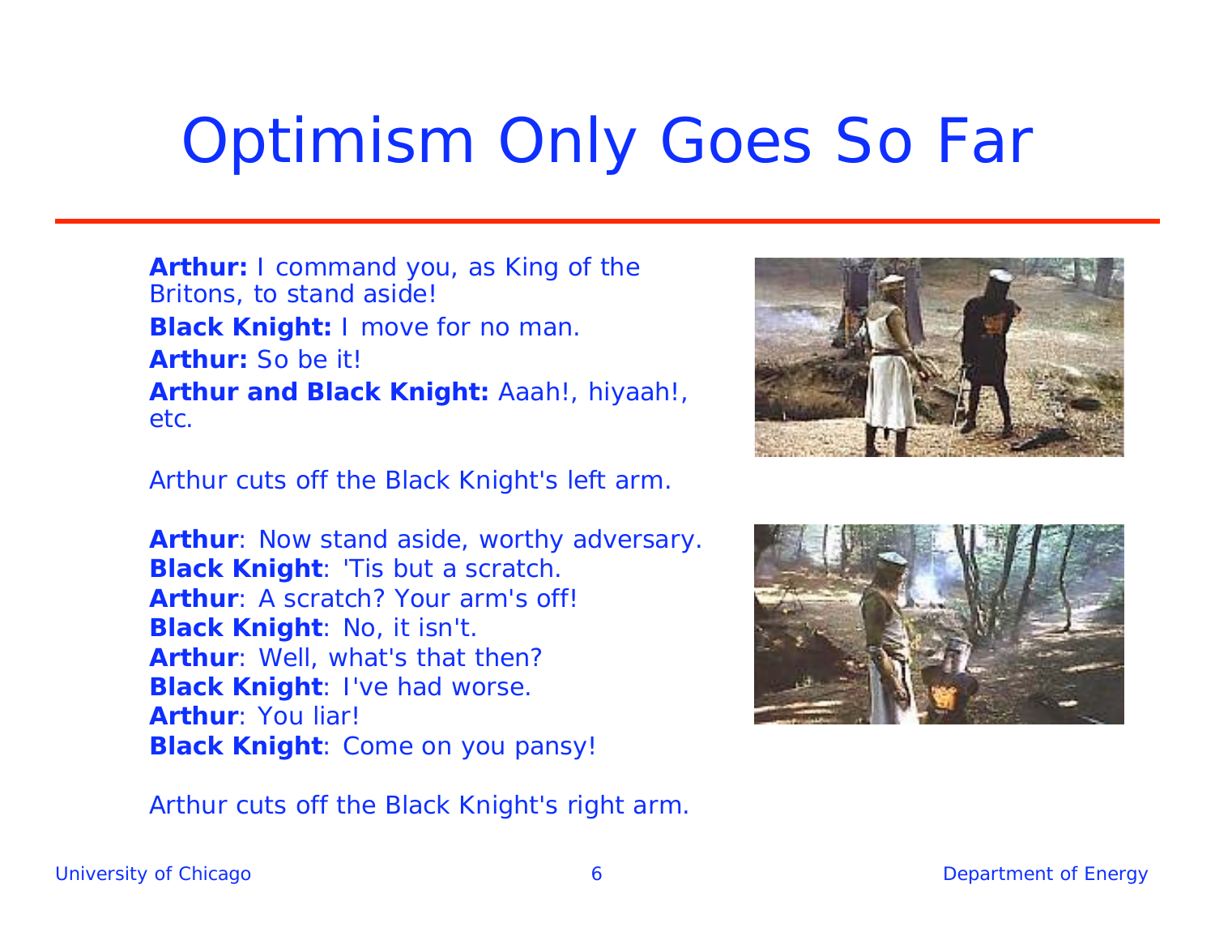# Optimism Only Goes So Far

**Arthur:** I command you, as King of the Britons, to stand aside!

**Black Knight:** I move for no man.

**Arthur:** So be it!

**Arthur and Black Knight:** Aaah!, hiyaah!, etc.

Arthur cuts off the Black Knight's left arm.

**Arthur**: Now stand aside, worthy adversary.
**Black Knight**: 'Tis but a scratch.
**Arthur**: A scratch? Your arm's off!
**Black Knight**: No, it isn't.
**Arthur**: Well, what's that then?
**Black Knight**: I've had worse.
**Arthur**: You liar!
**Black Knight**: Come on you pansy!

Arthur cuts off the Black Knight's right arm.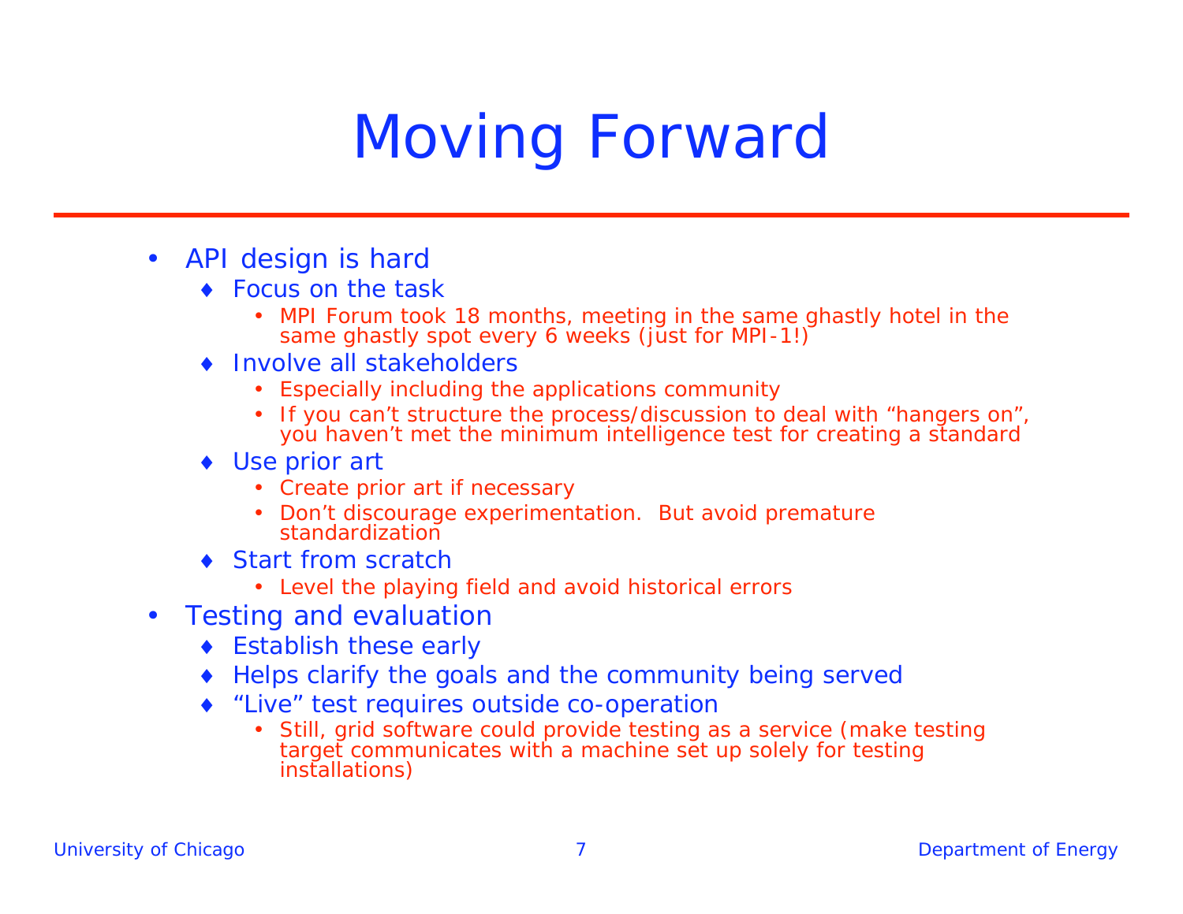# Moving Forward

- API design is hard
  - Focus on the task
    - MPI Forum took 18 months, meeting in the same ghastly hotel in the same ghastly spot every 6 weeks (just for MPI-1!)
  - Involve all stakeholders
    - Especially including the applications community
    - If you can't structure the process/discussion to deal with "hangers on", you haven't met the minimum intelligence test for creating a standard
  - Use prior art
    - Create prior art if necessary
    - Don't discourage experimentation. But avoid premature standardization
  - Start from scratch
    - Level the playing field and avoid historical errors
- Testing and evaluation
  - Establish these early
  - Helps clarify the goals and the community being served
  - "Live" test requires outside co-operation
    - Still, grid software could provide testing as a service (make testing target communicates with a machine set up solely for testing installations)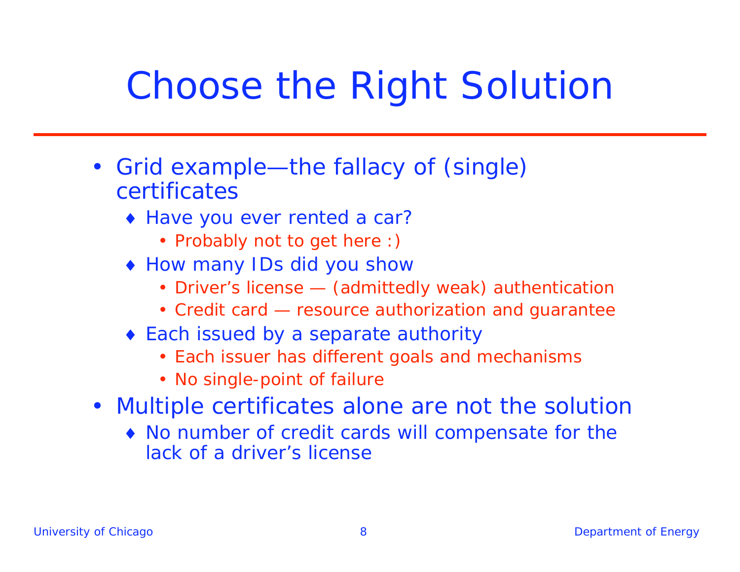# Choose the Right Solution

- Grid example—the fallacy of (single) certificates
  - Have you ever rented a car?
    - Probably not to get here :)
  - How many IDs did you show
    - Driver's license — (admittedly weak) authentication
    - Credit card — resource authorization and guarantee
  - Each issued by a separate authority
    - Each issuer has different goals and mechanisms
    - No single-point of failure
- Multiple certificates alone are not the solution
  - No number of credit cards will compensate for the lack of a driver's license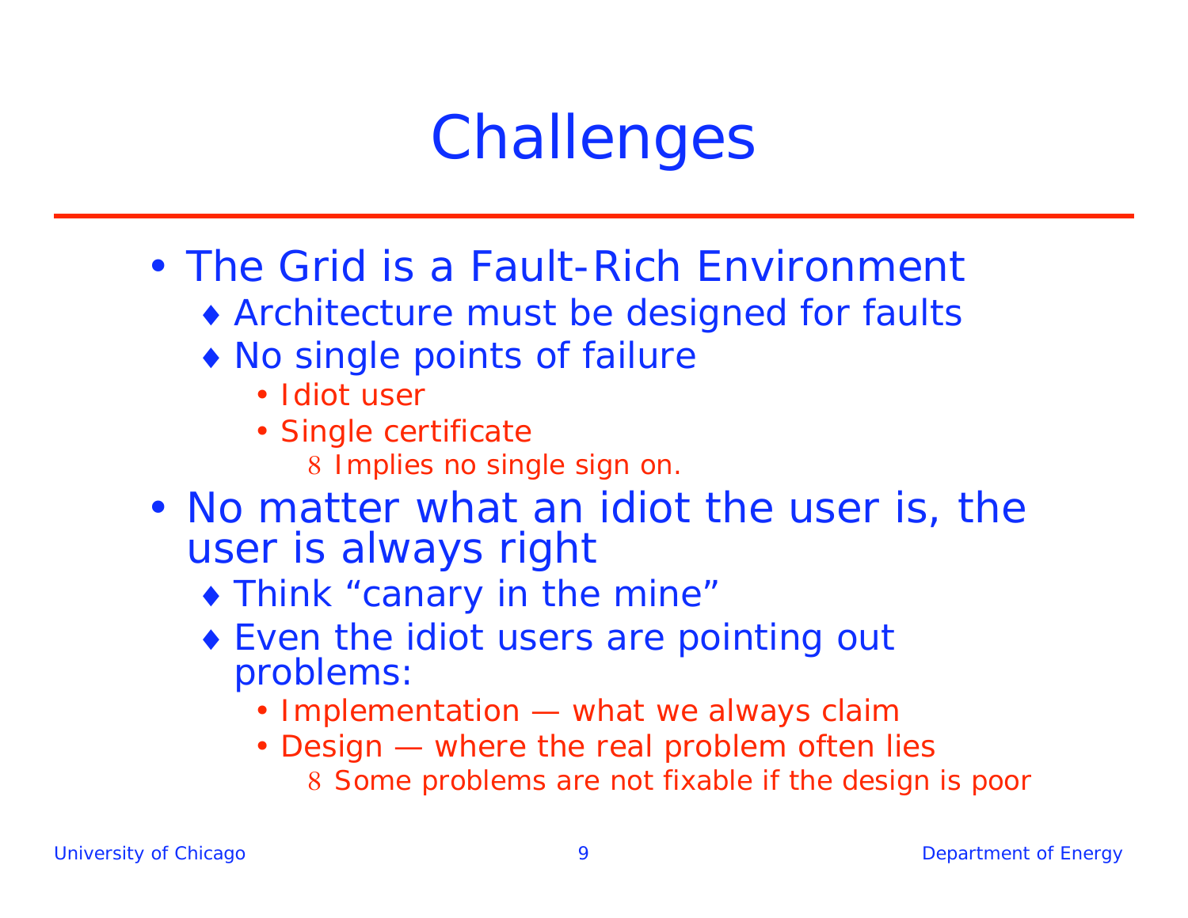# Challenges

- The Grid is a Fault-Rich Environment
  - Architecture must be designed for faults
  - No single points of failure
    - Idiot user
    - Single certificate
      - Implies no single sign on.
- No matter what an idiot the user is, the user is always right
  - Think “canary in the mine”
  - Even the idiot users are pointing out problems:
    - Implementation — what we always claim
    - Design — where the real problem often lies
      - Some problems are not fixable if the design is poor

University of Chicago — Department of Energy